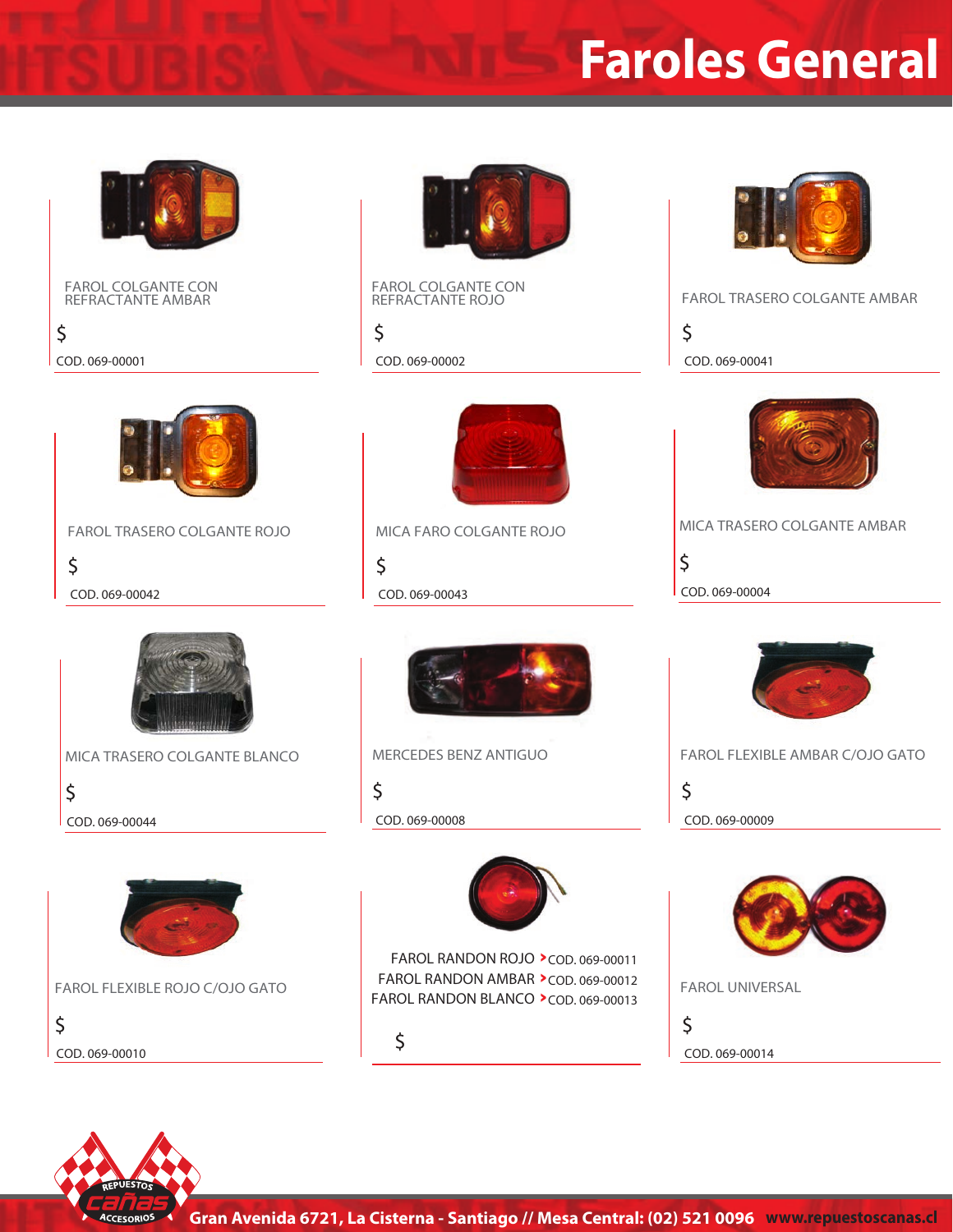# Faroles General

FAROL COLGANTE CON REFRACTANTE AMBAR

$

COD. 069-00001

FAROL COLGANTE CON REFRACTANTE ROJO

$

COD. 069-00002

FAROL TRASERO COLGANTE AMBAR

$

COD. 069-00041

FAROL TRASERO COLGANTE ROJO

$

COD. 069-00042

MICA FARO COLGANTE ROJO

$

COD. 069-00043

MICA TRASERO COLGANTE AMBAR

$

COD. 069-00004

MICA TRASERO COLGANTE BLANCO

$

COD. 069-00044

MERCEDES BENZ ANTIGUO

$

COD. 069-00008

FAROL FLEXIBLE AMBAR C/OJO GATO

$

COD. 069-00009

FAROL FLEXIBLE ROJO C/OJO GATO

$

COD. 069-00010

FAROL RANDON ROJO › COD. 069-00011
FAROL RANDON AMBAR › COD. 069-00012
FAROL RANDON BLANCO › COD. 069-00013

$

FAROL UNIVERSAL

$

COD. 069-00014

Gran Avenida 6721, La Cisterna - Santiago // Mesa Central: (02) 521 0096 www.repuestoscanas.cl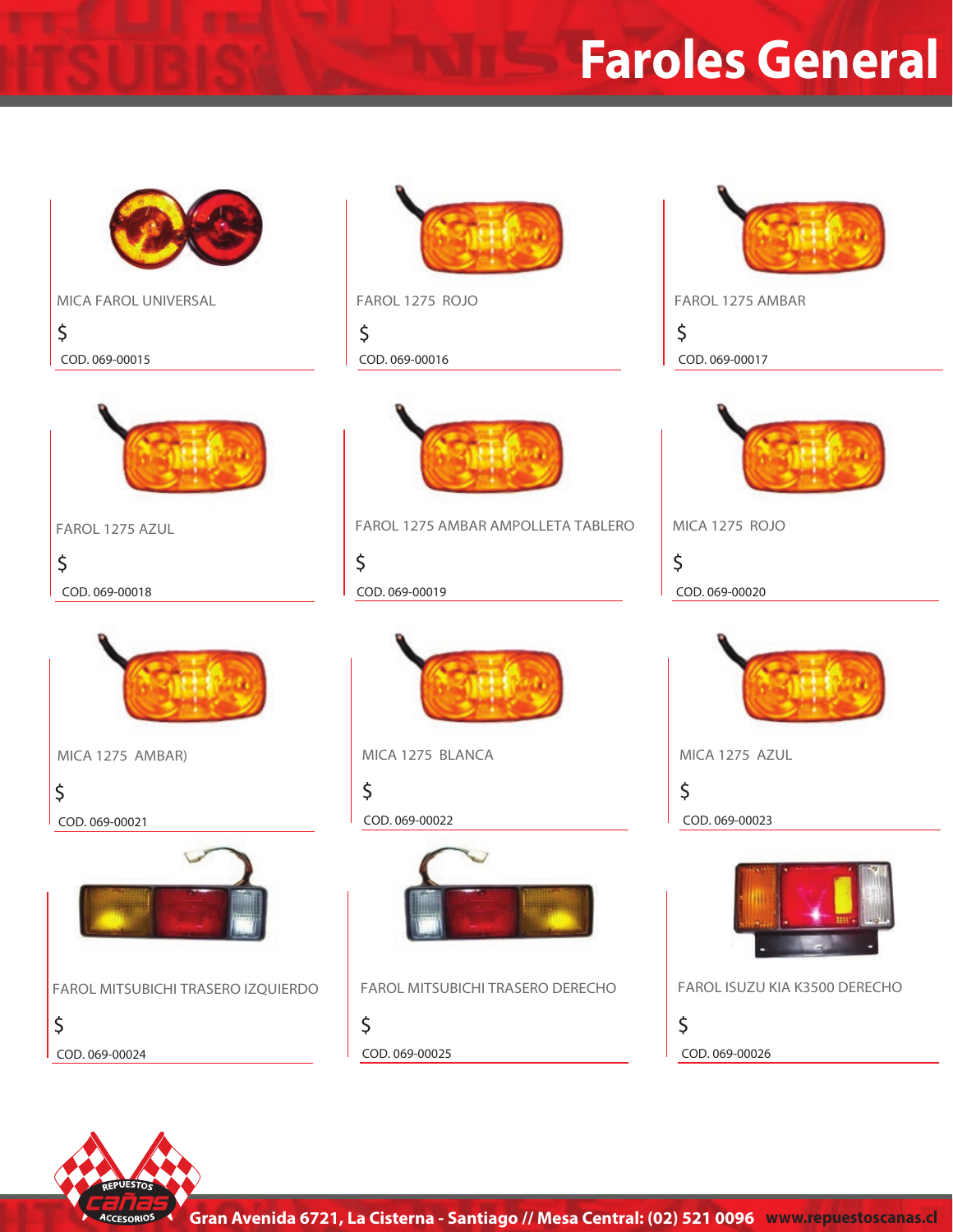# Faroles General

MICA FAROL UNIVERSAL

$

COD. 069-00015

FAROL 1275 ROJO

$

COD. 069-00016

FAROL 1275 AMBAR

$

COD. 069-00017

FAROL 1275 AZUL

$

COD. 069-00018

FAROL 1275 AMBAR AMPOLLETA TABLERO

$

COD. 069-00019

MICA 1275 ROJO

$

COD. 069-00020

MICA 1275 AMBAR)

$

COD. 069-00021

MICA 1275 BLANCA

$

COD. 069-00022

MICA 1275 AZUL

$

COD. 069-00023

FAROL MITSUBICHI TRASERO IZQUIERDO

$

COD. 069-00024

FAROL MITSUBICHI TRASERO DERECHO

$

COD. 069-00025

FAROL ISUZU KIA K3500 DERECHO

$

COD. 069-00026

**Gran Avenida 6721, La Cisterna - Santiago // Mesa Central: (02) 521 0096 www.repuestoscanas.cl**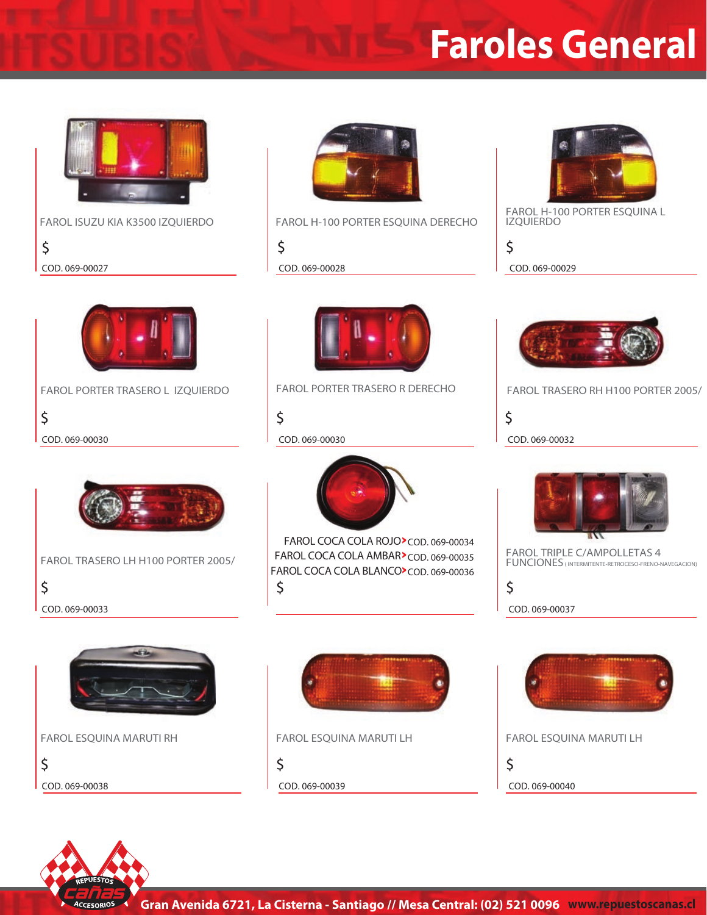# Faroles General

FAROL ISUZU KIA K3500 IZQUIERDO

$

COD. 069-00027

FAROL H-100 PORTER ESQUINA DERECHO

$

COD. 069-00028

FAROL H-100 PORTER ESQUINA L IZQUIERDO

$

COD. 069-00029

FAROL PORTER TRASERO L IZQUIERDO

$

COD. 069-00030

FAROL PORTER TRASERO R DERECHO

$

COD. 069-00030

FAROL TRASERO RH H100 PORTER 2005/

$

COD. 069-00032

FAROL TRASERO LH H100 PORTER 2005/

$

COD. 069-00033

FAROL COCA COLA ROJO > COD. 069-00034
FAROL COCA COLA AMBAR > COD. 069-00035
FAROL COCA COLA BLANCO > COD. 069-00036

$

FAROL TRIPLE C/AMPOLLETAS 4 FUNCIONES (INTERMITENTE-RETROCESO-FRENO-NAVEGACION)

$

COD. 069-00037

FAROL ESQUINA MARUTI RH

$

COD. 069-00038

FAROL ESQUINA MARUTI LH

$

COD. 069-00039

FAROL ESQUINA MARUTI LH

$

COD. 069-00040

REPUESTOS cañas ACCESORIOS

**Gran Avenida 6721, La Cisterna - Santiago // Mesa Central: (02) 521 0096 www.repuestoscanas.cl**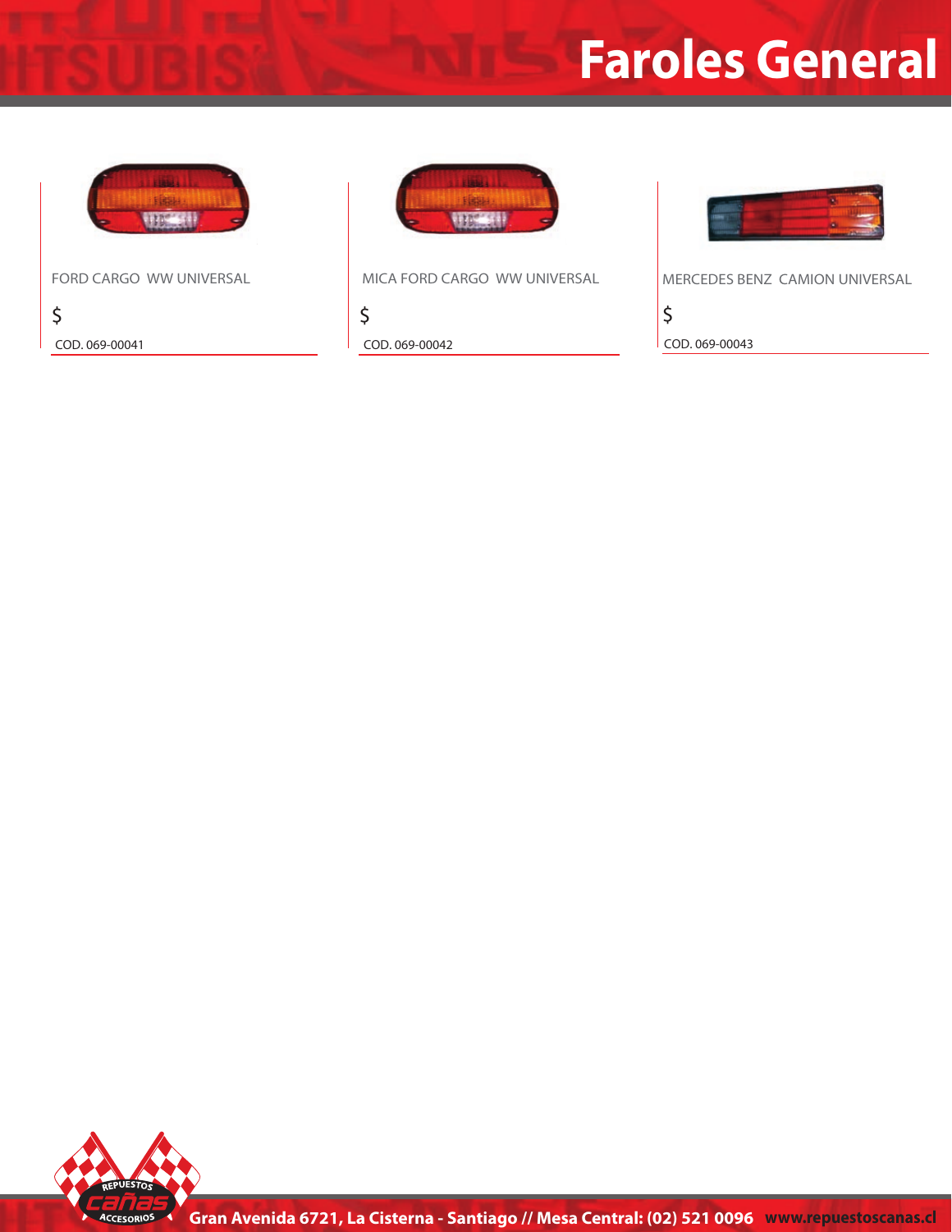# Faroles General

FORD CARGO WW UNIVERSAL

$

COD. 069-00041

MICA FORD CARGO WW UNIVERSAL

$

COD. 069-00042

MERCEDES BENZ CAMION UNIVERSAL

$

COD. 069-00043

Gran Avenida 6721, La Cisterna - Santiago // Mesa Central: (02) 521 0096 www.repuestoscanas.cl